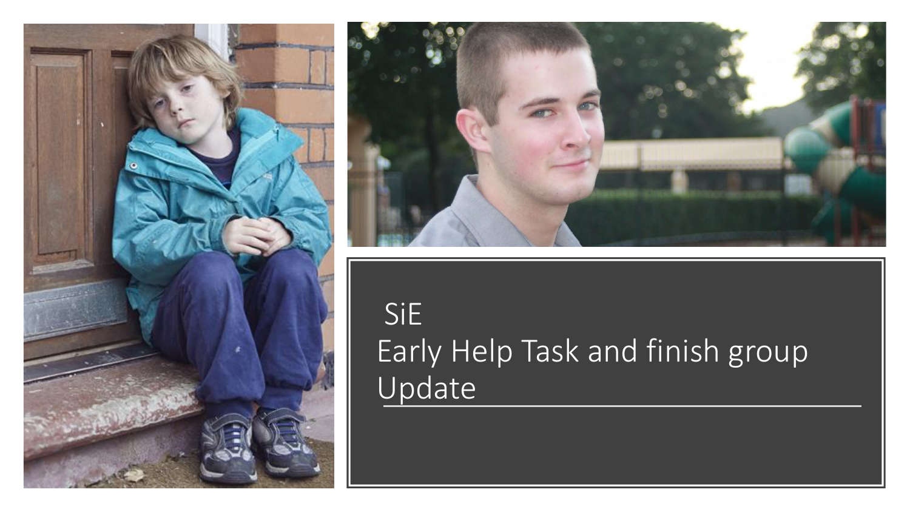# SiE
# Early Help Task and finish group Update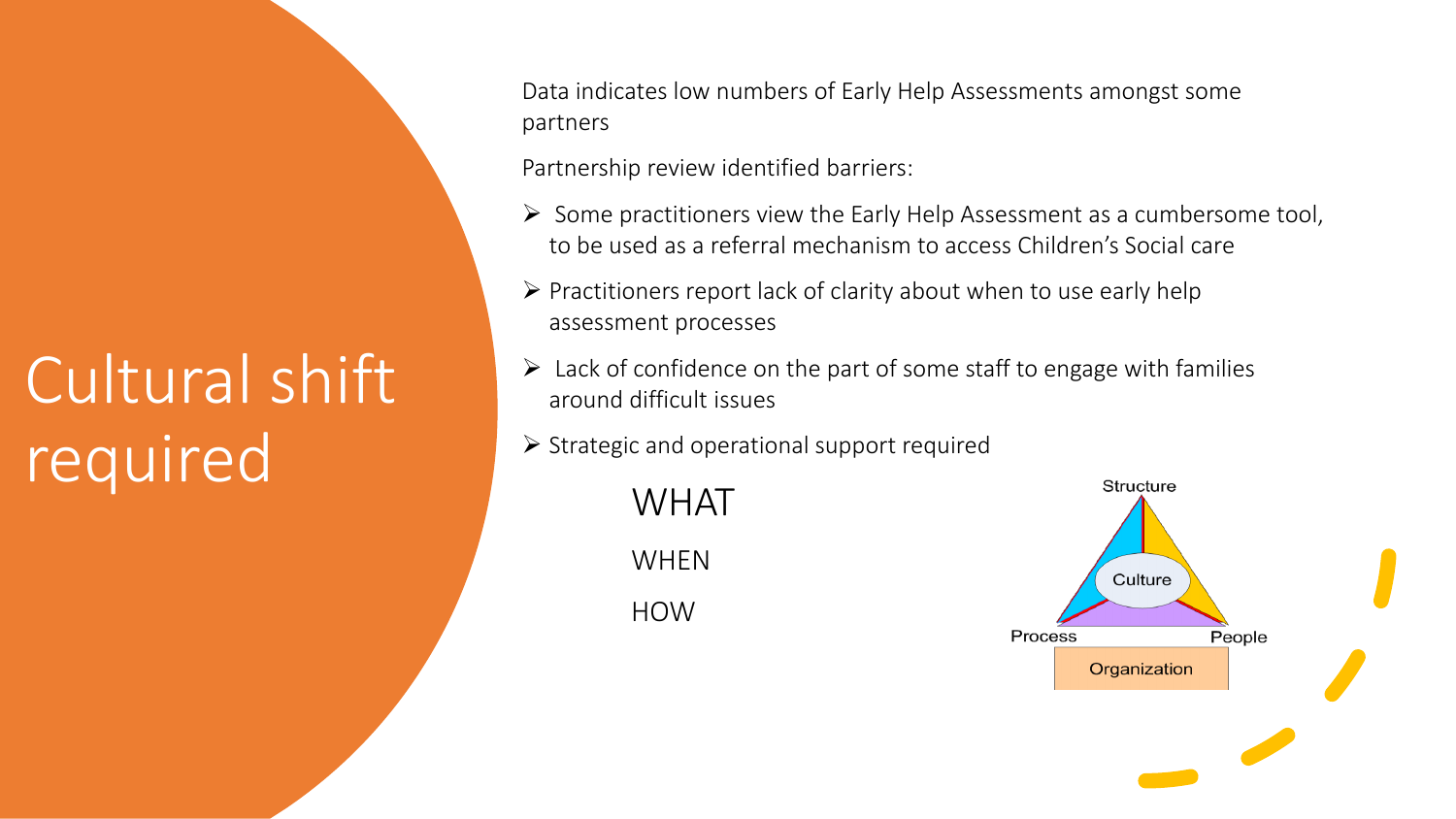# Cultural shift required

Data indicates low numbers of Early Help Assessments amongst some partners

Partnership review identified barriers:

- Some practitioners view the Early Help Assessment as a cumbersome tool, to be used as a referral mechanism to access Children's Social care
- Practitioners report lack of clarity about when to use early help assessment processes
- Lack of confidence on the part of some staff to engage with families around difficult issues
- Strategic and operational support required

WHAT

WHEN

HOW

Structure

Culture

Process

People

Organization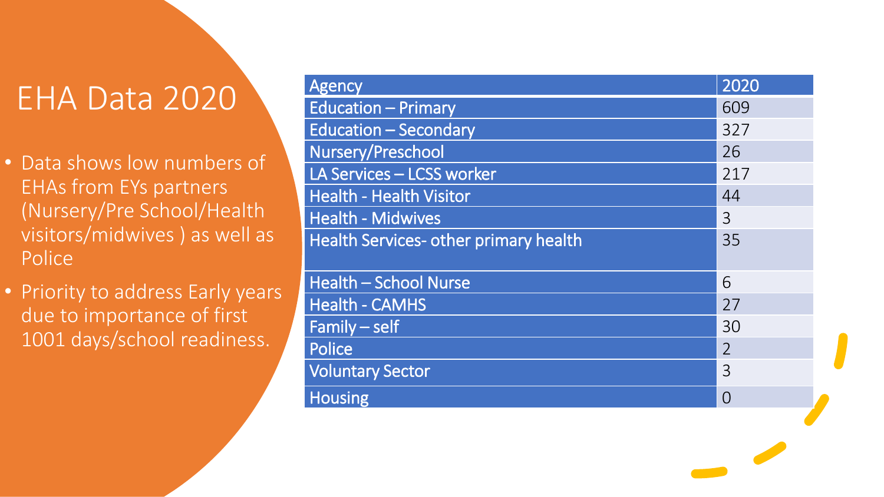# EHA Data 2020

- Data shows low numbers of EHAs from EYs partners (Nursery/Pre School/Health visitors/midwives ) as well as Police
- Priority to address Early years due to importance of first 1001 days/school readiness.

| Agency | 2020 |
|---|---|
| Education – Primary | 609 |
| Education – Secondary | 327 |
| Nursery/Preschool | 26 |
| LA Services – LCSS worker | 217 |
| Health - Health Visitor | 44 |
| Health - Midwives | 3 |
| Health Services- other primary health | 35 |
| Health – School Nurse | 6 |
| Health - CAMHS | 27 |
| Family – self | 30 |
| Police | 2 |
| Voluntary Sector | 3 |
| Housing | 0 |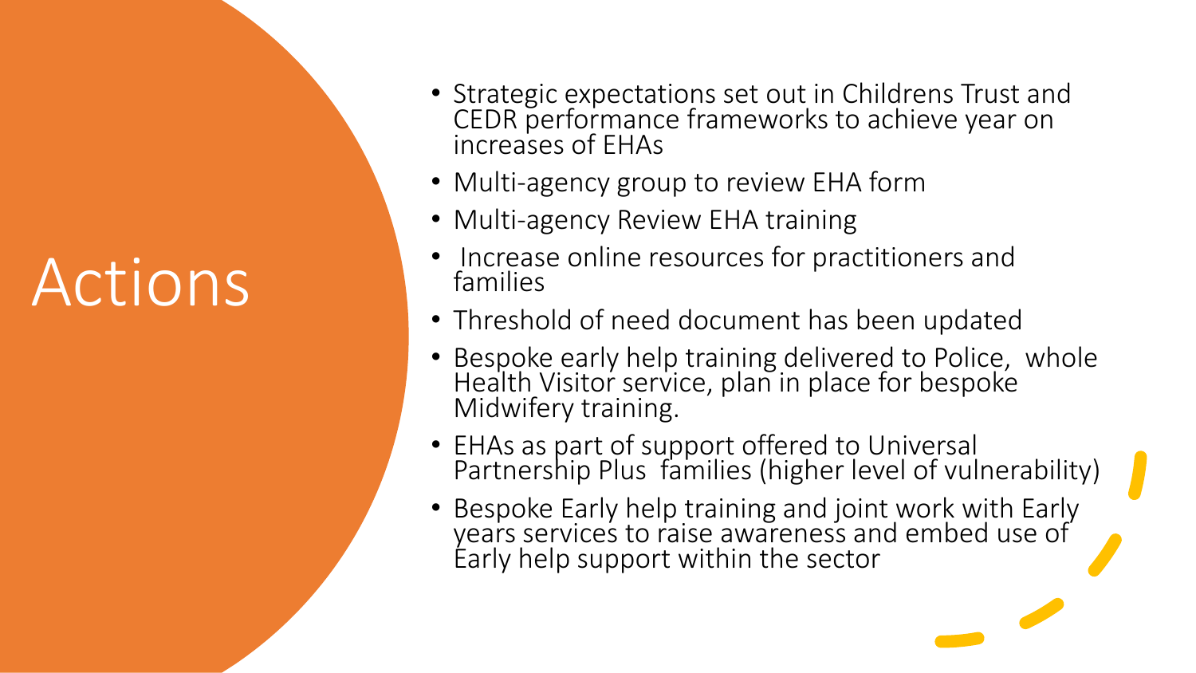# Actions

- Strategic expectations set out in Childrens Trust and CEDR performance frameworks to achieve year on increases of EHAs
- Multi-agency group to review EHA form
- Multi-agency Review EHA training
- Increase online resources for practitioners and families
- Threshold of need document has been updated
- Bespoke early help training delivered to Police, whole Health Visitor service, plan in place for bespoke Midwifery training.
- EHAs as part of support offered to Universal Partnership Plus families (higher level of vulnerability)
- Bespoke Early help training and joint work with Early years services to raise awareness and embed use of Early help support within the sector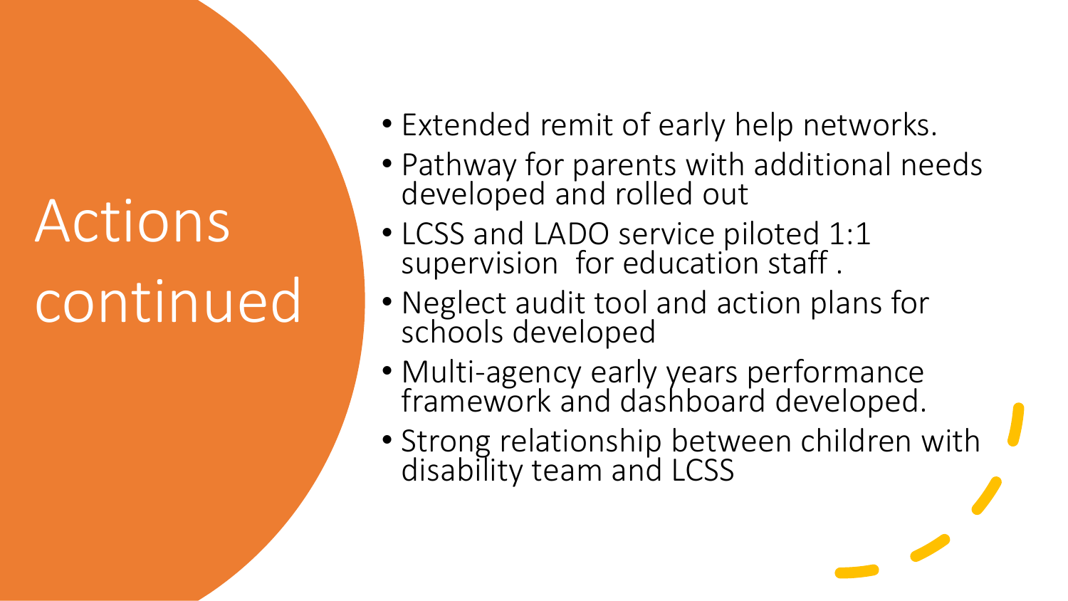# Actions continued

- Extended remit of early help networks.
- Pathway for parents with additional needs developed and rolled out
- LCSS and LADO service piloted 1:1 supervision for education staff .
- Neglect audit tool and action plans for schools developed
- Multi-agency early years performance framework and dashboard developed.
- Strong relationship between children with disability team and LCSS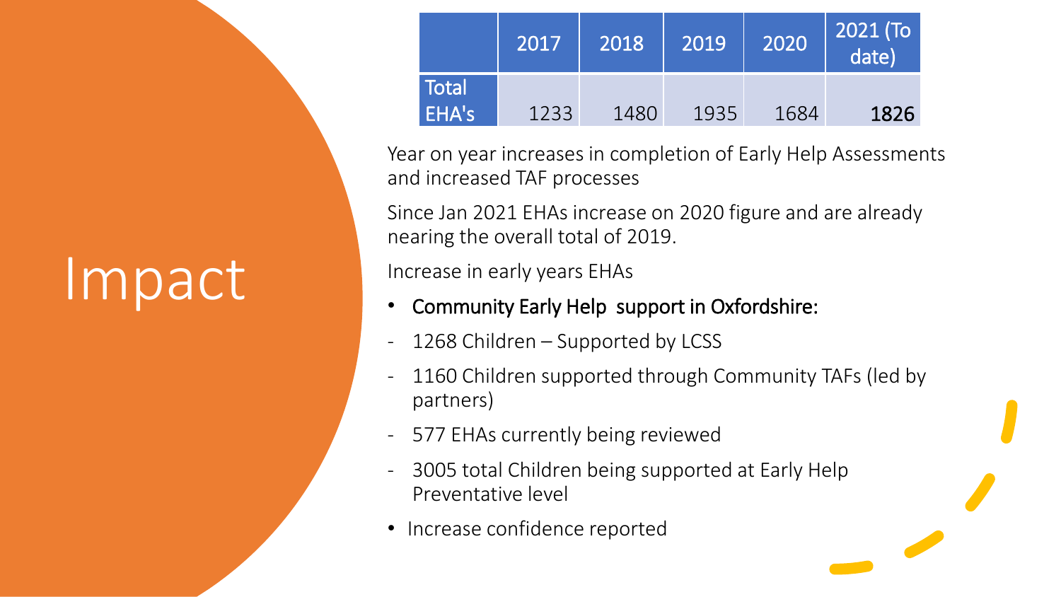# Impact

| | 2017 | 2018 | 2019 | 2020 | 2021 (To date) |
|---|---|---|---|---|---|
| Total EHA's | 1233 | 1480 | 1935 | 1684 | **1826** |

Year on year increases in completion of Early Help Assessments and increased TAF processes

Since Jan 2021 EHAs increase on 2020 figure and are already nearing the overall total of 2019.

Increase in early years EHAs

- Community Early Help support in Oxfordshire:
  - 1268 Children – Supported by LCSS
  - 1160 Children supported through Community TAFs (led by partners)
  - 577 EHAs currently being reviewed
  - 3005 total Children being supported at Early Help Preventative level
- Increase confidence reported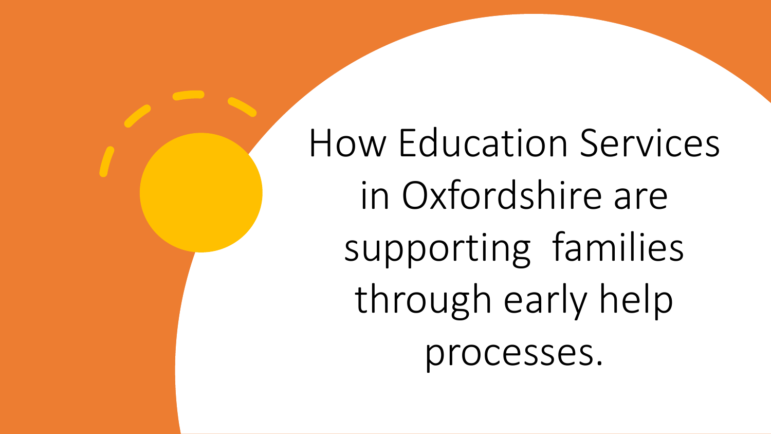# How Education Services in Oxfordshire are supporting families through early help processes.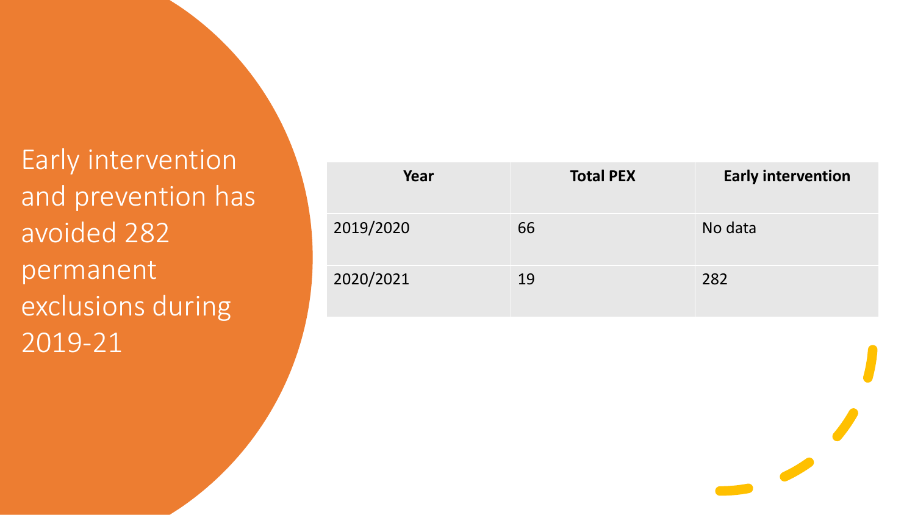# Early intervention and prevention has avoided 282 permanent exclusions during 2019-21

| Year | Total PEX | Early intervention |
| --- | --- | --- |
| 2019/2020 | 66 | No data |
| 2020/2021 | 19 | 282 |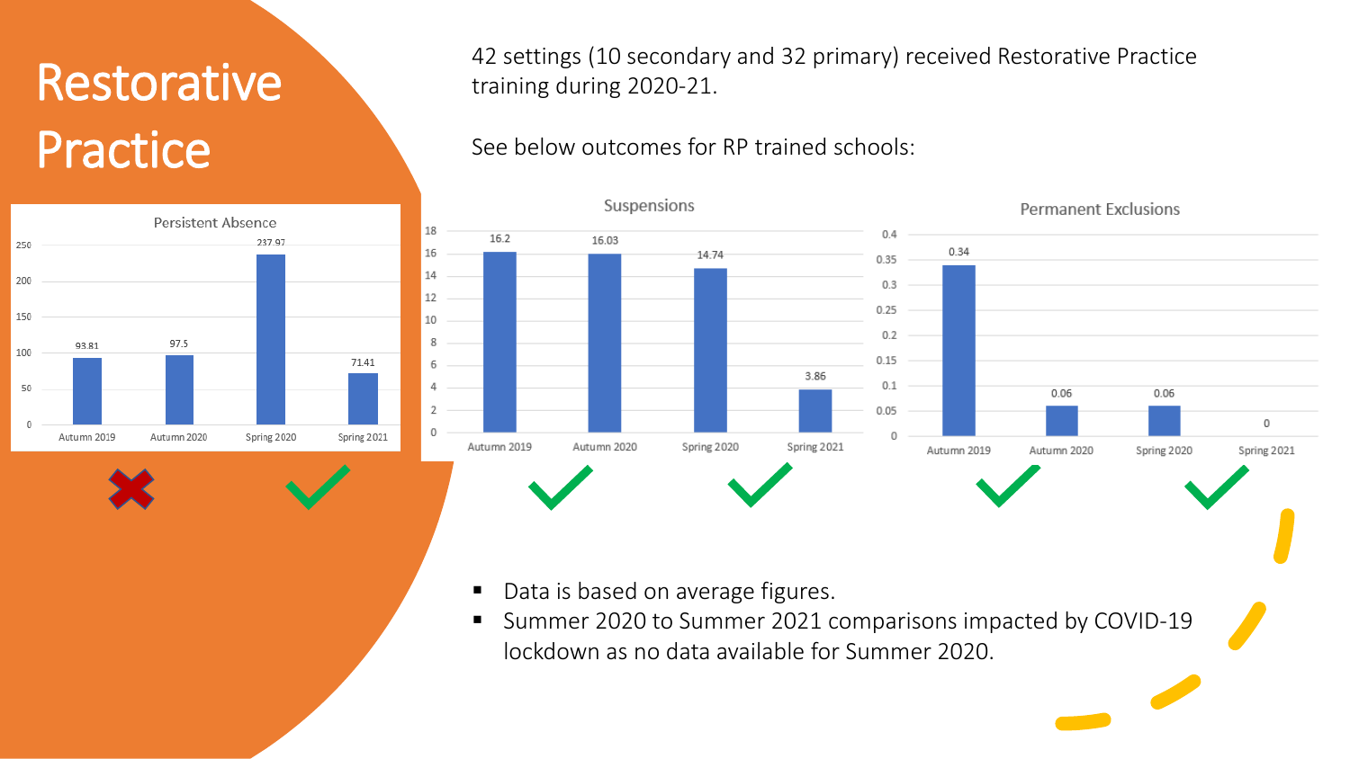# Restorative Practice

42 settings (10 secondary and 32 primary) received Restorative Practice training during 2020-21.

See below outcomes for RP trained schools:

**Persistent Absence**

| Autumn 2019 | Autumn 2020 | Spring 2020 | Spring 2021 |
|---|---|---|---|
| 93.81 | 97.5 | 237.97 | 71.41 |

**Suspensions**

| Autumn 2019 | Autumn 2020 | Spring 2020 | Spring 2021 |
|---|---|---|---|
| 16.2 | 16.03 | 14.74 | 3.86 |

**Permanent Exclusions**

| Autumn 2019 | Autumn 2020 | Spring 2020 | Spring 2021 |
|---|---|---|---|
| 0.34 | 0.06 | 0.06 | 0 |

- Data is based on average figures.
- Summer 2020 to Summer 2021 comparisons impacted by COVID-19 lockdown as no data available for Summer 2020.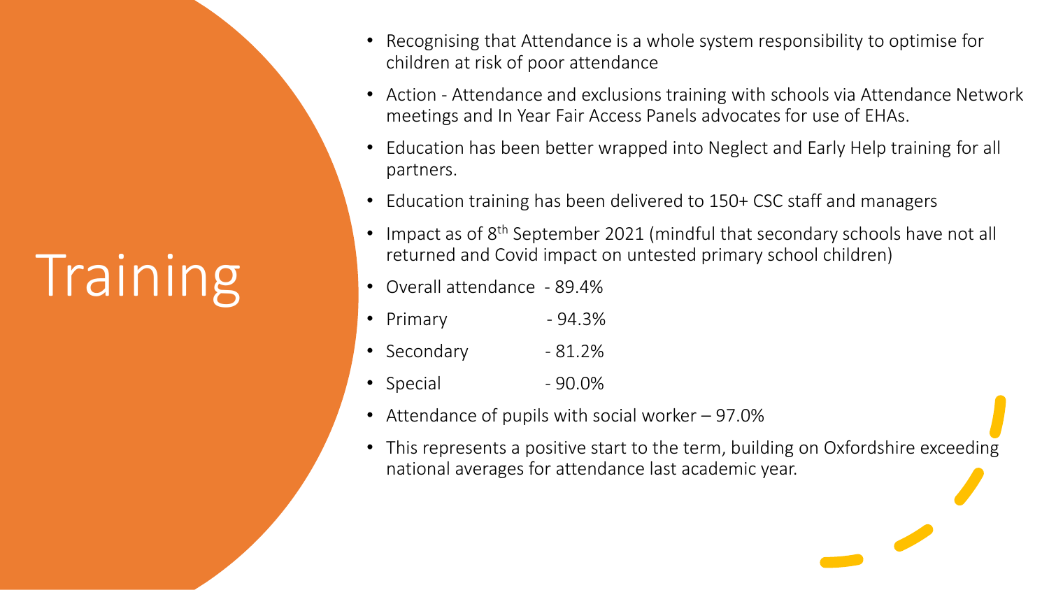# Training

- Recognising that Attendance is a whole system responsibility to optimise for children at risk of poor attendance
- Action - Attendance and exclusions training with schools via Attendance Network meetings and In Year Fair Access Panels advocates for use of EHAs.
- Education has been better wrapped into Neglect and Early Help training for all partners.
- Education training has been delivered to 150+ CSC staff and managers
- Impact as of 8th September 2021 (mindful that secondary schools have not all returned and Covid impact on untested primary school children)
- Overall attendance - 89.4%
- Primary - 94.3%
- Secondary - 81.2%
- Special - 90.0%
- Attendance of pupils with social worker – 97.0%
- This represents a positive start to the term, building on Oxfordshire exceeding national averages for attendance last academic year.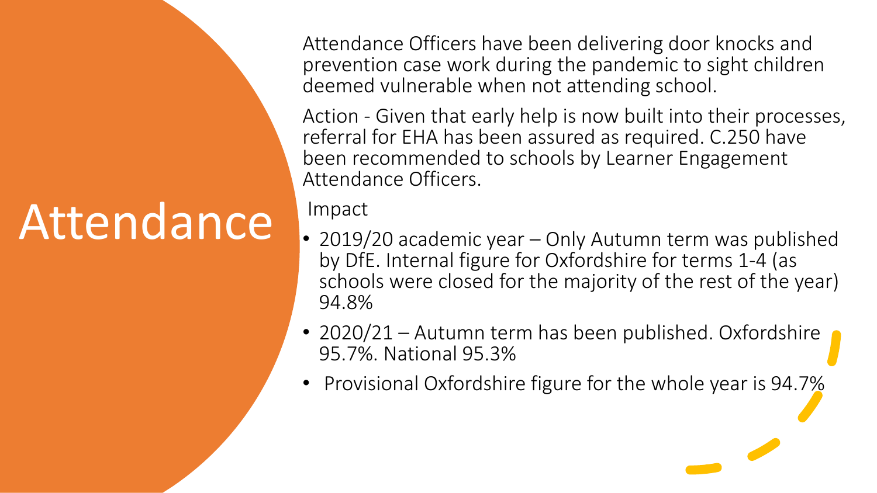# Attendance

Attendance Officers have been delivering door knocks and prevention case work during the pandemic to sight children deemed vulnerable when not attending school.

Action - Given that early help is now built into their processes, referral for EHA has been assured as required. C.250 have been recommended to schools by Learner Engagement Attendance Officers.

Impact

- 2019/20 academic year – Only Autumn term was published by DfE. Internal figure for Oxfordshire for terms 1-4 (as schools were closed for the majority of the rest of the year) 94.8%
- 2020/21 – Autumn term has been published. Oxfordshire 95.7%. National 95.3%
- Provisional Oxfordshire figure for the whole year is 94.7%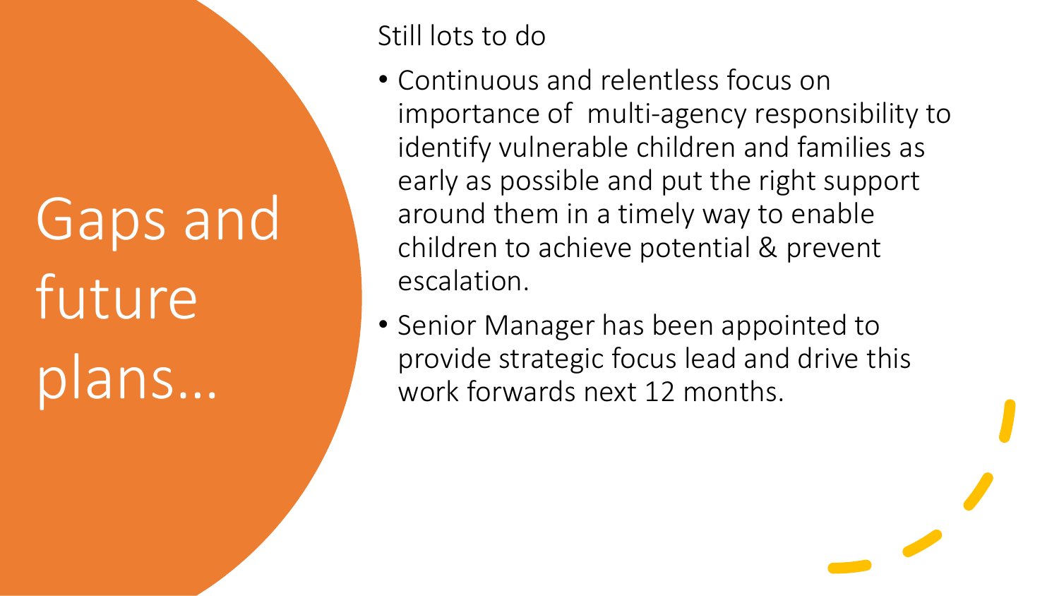# Gaps and future plans...

Still lots to do

- Continuous and relentless focus on importance of multi-agency responsibility to identify vulnerable children and families as early as possible and put the right support around them in a timely way to enable children to achieve potential & prevent escalation.
- Senior Manager has been appointed to provide strategic focus lead and drive this work forwards next 12 months.